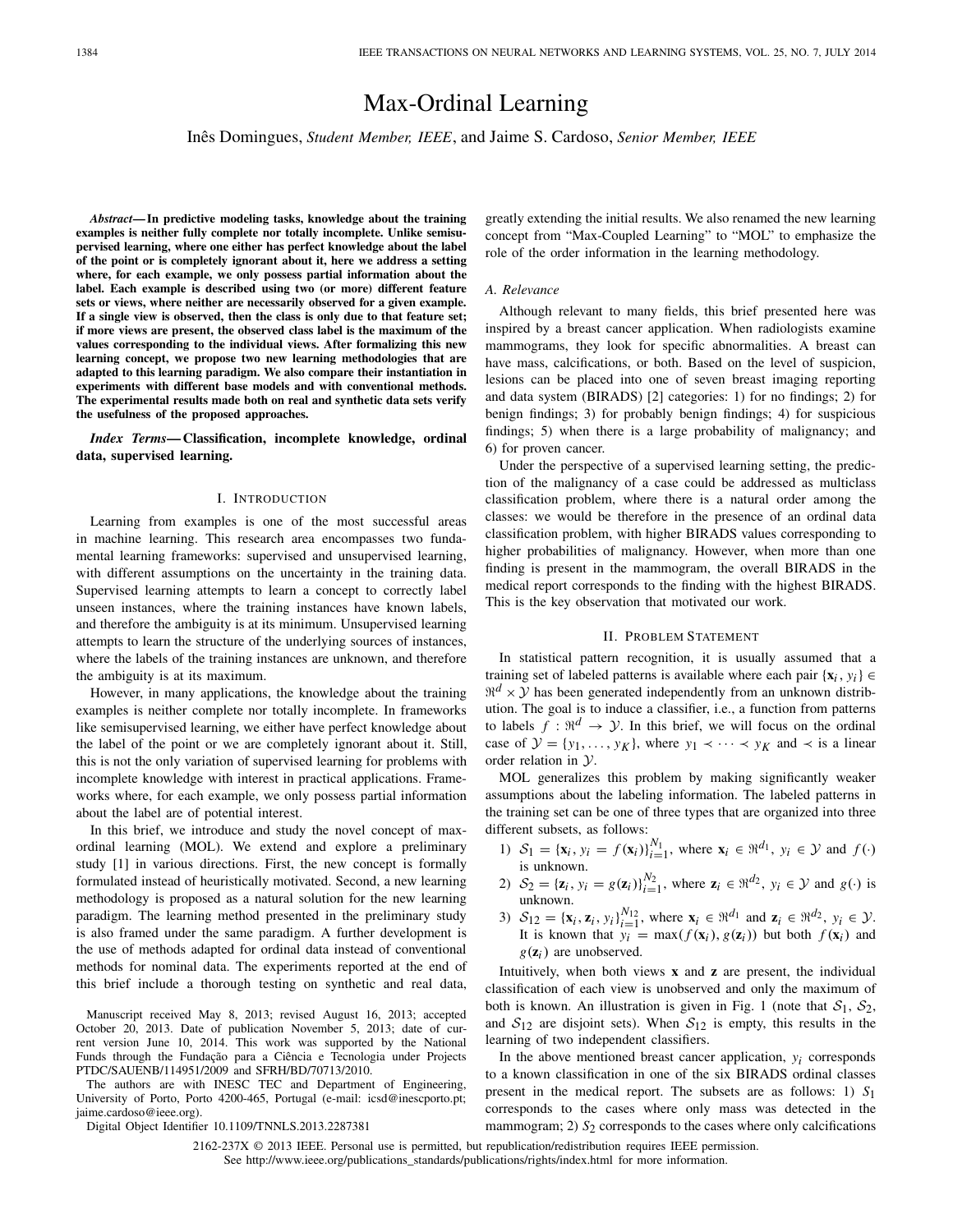# Max-Ordinal Learning

Inês Domingues, *Student Member, IEEE*, and Jaime S. Cardoso, *Senior Member, IEEE*

***Abstract*— In predictive modeling tasks, knowledge about the training examples is neither fully complete nor totally incomplete. Unlike semisupervised learning, where one either has perfect knowledge about the label of the point or is completely ignorant about it, here we address a setting where, for each example, we only possess partial information about the label. Each example is described using two (or more) different feature sets or views, where neither are necessarily observed for a given example. If a single view is observed, then the class is only due to that feature set; if more views are present, the observed class label is the maximum of the values corresponding to the individual views. After formalizing this new learning concept, we propose two new learning methodologies that are adapted to this learning paradigm. We also compare their instantiation in experiments with different base models and with conventional methods. The experimental results made both on real and synthetic data sets verify the usefulness of the proposed approaches.**

***Index Terms*— Classification, incomplete knowledge, ordinal data, supervised learning.**

## I. Introduction

Learning from examples is one of the most successful areas in machine learning. This research area encompasses two fundamental learning frameworks: supervised and unsupervised learning, with different assumptions on the uncertainty in the training data. Supervised learning attempts to learn a concept to correctly label unseen instances, where the training instances have known labels, and therefore the ambiguity is at its minimum. Unsupervised learning attempts to learn the structure of the underlying sources of instances, where the labels of the training instances are unknown, and therefore the ambiguity is at its maximum.

However, in many applications, the knowledge about the training examples is neither complete nor totally incomplete. In frameworks like semisupervised learning, we either have perfect knowledge about the label of the point or we are completely ignorant about it. Still, this is not the only variation of supervised learning for problems with incomplete knowledge with interest in practical applications. Frameworks where, for each example, we only possess partial information about the label are of potential interest.

In this brief, we introduce and study the novel concept of max-ordinal learning (MOL). We extend and explore a preliminary study [1] in various directions. First, the new concept is formally formulated instead of heuristically motivated. Second, a new learning methodology is proposed as a natural solution for the new learning paradigm. The learning method presented in the preliminary study is also framed under the same paradigm. A further development is the use of methods adapted for ordinal data instead of conventional methods for nominal data. The experiments reported at the end of this brief include a thorough testing on synthetic and real data, greatly extending the initial results. We also renamed the new learning concept from "Max-Coupled Learning" to "MOL" to emphasize the role of the order information in the learning methodology.

Manuscript received May 8, 2013; revised August 16, 2013; accepted October 20, 2013. Date of publication November 5, 2013; date of current version June 10, 2014. This work was supported by the National Funds through the Fundação para a Ciência e Tecnologia under Projects PTDC/SAUENB/114951/2009 and SFRH/BD/70713/2010.

The authors are with INESC TEC and Department of Engineering, University of Porto, Porto 4200-465, Portugal (e-mail: icsd@inescporto.pt; jaime.cardoso@ieee.org).

Digital Object Identifier 10.1109/TNNLS.2013.2287381

### A. Relevance

Although relevant to many fields, this brief presented here was inspired by a breast cancer application. When radiologists examine mammograms, they look for specific abnormalities. A breast can have mass, calcifications, or both. Based on the level of suspicion, lesions can be placed into one of seven breast imaging reporting and data system (BIRADS) [2] categories: 1) for no findings; 2) for benign findings; 3) for probably benign findings; 4) for suspicious findings; 5) when there is a large probability of malignancy; and 6) for proven cancer.

Under the perspective of a supervised learning setting, the prediction of the malignancy of a case could be addressed as multiclass classification problem, where there is a natural order among the classes: we would be therefore in the presence of an ordinal data classification problem, with higher BIRADS values corresponding to higher probabilities of malignancy. However, when more than one finding is present in the mammogram, the overall BIRADS in the medical report corresponds to the finding with the highest BIRADS. This is the key observation that motivated our work.

## II. Problem Statement

In statistical pattern recognition, it is usually assumed that a training set of labeled patterns is available where each pair $\{\mathbf{x}_i, y_i\} \in \Re^d \times \mathcal{Y}$ has been generated independently from an unknown distribution. The goal is to induce a classifier, i.e., a function from patterns to labels $f : \Re^d \rightarrow \mathcal{Y}$. In this brief, we will focus on the ordinal case of $\mathcal{Y} = \{y_1, \ldots, y_K\}$, where $y_1 \prec \cdots \prec y_K$ and $\prec$ is a linear order relation in $\mathcal{Y}$.

MOL generalizes this problem by making significantly weaker assumptions about the labeling information. The labeled patterns in the training set can be one of three types that are organized into three different subsets, as follows:

1) $\mathcal{S}_1 = \{\mathbf{x}_i, y_i = f(\mathbf{x}_i)\}_{i=1}^{N_1}$, where $\mathbf{x}_i \in \Re^{d_1}$, $y_i \in \mathcal{Y}$ and $f(\cdot)$ is unknown.
2) $\mathcal{S}_2 = \{\mathbf{z}_i, y_i = g(\mathbf{z}_i)\}_{i=1}^{N_2}$, where $\mathbf{z}_i \in \Re^{d_2}$, $y_i \in \mathcal{Y}$ and $g(\cdot)$ is unknown.
3) $\mathcal{S}_{12} = \{\mathbf{x}_i, \mathbf{z}_i, y_i\}_{i=1}^{N_{12}}$, where $\mathbf{x}_i \in \Re^{d_1}$ and $\mathbf{z}_i \in \Re^{d_2}$, $y_i \in \mathcal{Y}$. It is known that $y_i = \max(f(\mathbf{x}_i), g(\mathbf{z}_i))$ but both $f(\mathbf{x}_i)$ and $g(\mathbf{z}_i)$ are unobserved.

Intuitively, when both views $\mathbf{x}$ and $\mathbf{z}$ are present, the individual classification of each view is unobserved and only the maximum of both is known. An illustration is given in Fig. 1 (note that $\mathcal{S}_1$, $\mathcal{S}_2$, and $\mathcal{S}_{12}$ are disjoint sets). When $\mathcal{S}_{12}$ is empty, this results in the learning of two independent classifiers.

In the above mentioned breast cancer application, $y_i$ corresponds to a known classification in one of the six BIRADS ordinal classes present in the medical report. The subsets are as follows: 1) $S_1$ corresponds to the cases where only mass was detected in the mammogram; 2) $S_2$ corresponds to the cases where only calcifications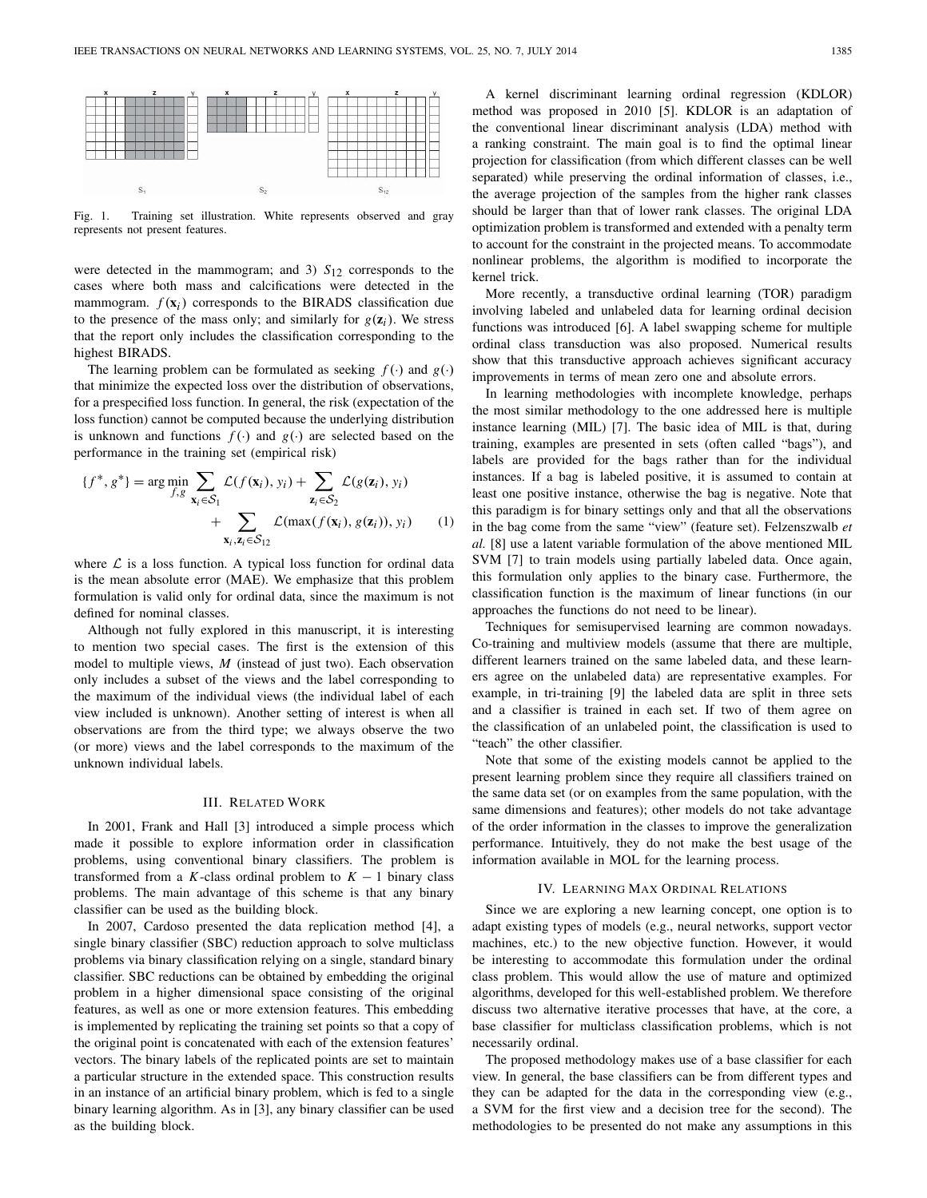Fig. 1. Training set illustration. White represents observed and gray represents not present features.

were detected in the mammogram; and 3) $S_{12}$ corresponds to the cases where both mass and calcifications were detected in the mammogram. $f(\mathbf{x}_i)$ corresponds to the BIRADS classification due to the presence of the mass only; and similarly for $g(\mathbf{z}_i)$. We stress that the report only includes the classification corresponding to the highest BIRADS.

The learning problem can be formulated as seeking $f(\cdot)$ and $g(\cdot)$ that minimize the expected loss over the distribution of observations, for a prespecified loss function. In general, the risk (expectation of the loss function) cannot be computed because the underlying distribution is unknown and functions $f(\cdot)$ and $g(\cdot)$ are selected based on the performance in the training set (empirical risk)

$$\{f^*, g^*\} = \arg\min_{f,g} \sum_{\mathbf{x}_i \in \mathcal{S}_1} \mathcal{L}(f(\mathbf{x}_i), y_i) + \sum_{\mathbf{z}_i \in \mathcal{S}_2} \mathcal{L}(g(\mathbf{z}_i), y_i) + \sum_{\mathbf{x}_i, \mathbf{z}_i \in \mathcal{S}_{12}} \mathcal{L}(\max(f(\mathbf{x}_i), g(\mathbf{z}_i)), y_i) \quad (1)$$

where $\mathcal{L}$ is a loss function. A typical loss function for ordinal data is the mean absolute error (MAE). We emphasize that this problem formulation is valid only for ordinal data, since the maximum is not defined for nominal classes.

Although not fully explored in this manuscript, it is interesting to mention two special cases. The first is the extension of this model to multiple views, $M$ (instead of just two). Each observation only includes a subset of the views and the label corresponding to the maximum of the individual views (the individual label of each view included is unknown). Another setting of interest is when all observations are from the third type; we always observe the two (or more) views and the label corresponds to the maximum of the unknown individual labels.

## III. Related Work

In 2001, Frank and Hall [3] introduced a simple process which made it possible to explore information order in classification problems, using conventional binary classifiers. The problem is transformed from a $K$-class ordinal problem to $K-1$ binary class problems. The main advantage of this scheme is that any binary classifier can be used as the building block.

In 2007, Cardoso presented the data replication method [4], a single binary classifier (SBC) reduction approach to solve multiclass problems via binary classification relying on a single, standard binary classifier. SBC reductions can be obtained by embedding the original problem in a higher dimensional space consisting of the original features, as well as one or more extension features. This embedding is implemented by replicating the training set points so that a copy of the original point is concatenated with each of the extension features' vectors. The binary labels of the replicated points are set to maintain a particular structure in the extended space. This construction results in an instance of an artificial binary problem, which is fed to a single binary learning algorithm. As in [3], any binary classifier can be used as the building block.

A kernel discriminant learning ordinal regression (KDLOR) method was proposed in 2010 [5]. KDLOR is an adaptation of the conventional linear discriminant analysis (LDA) method with a ranking constraint. The main goal is to find the optimal linear projection for classification (from which different classes can be well separated) while preserving the ordinal information of classes, i.e., the average projection of the samples from the higher rank classes should be larger than that of lower rank classes. The original LDA optimization problem is transformed and extended with a penalty term to account for the constraint in the projected means. To accommodate nonlinear problems, the algorithm is modified to incorporate the kernel trick.

More recently, a transductive ordinal learning (TOR) paradigm involving labeled and unlabeled data for learning ordinal decision functions was introduced [6]. A label swapping scheme for multiple ordinal class transduction was also proposed. Numerical results show that this transductive approach achieves significant accuracy improvements in terms of mean zero one and absolute errors.

In learning methodologies with incomplete knowledge, perhaps the most similar methodology to the one addressed here is multiple instance learning (MIL) [7]. The basic idea of MIL is that, during training, examples are presented in sets (often called "bags"), and labels are provided for the bags rather than for the individual instances. If a bag is labeled positive, it is assumed to contain at least one positive instance, otherwise the bag is negative. Note that this paradigm is for binary settings only and that all the observations in the bag come from the same "view" (feature set). Felzenszwalb *et al.* [8] use a latent variable formulation of the above mentioned MIL SVM [7] to train models using partially labeled data. Once again, this formulation only applies to the binary case. Furthermore, the classification function is the maximum of linear functions (in our approaches the functions do not need to be linear).

Techniques for semisupervised learning are common nowadays. Co-training and multiview models (assume that there are multiple, different learners trained on the same labeled data, and these learners agree on the unlabeled data) are representative examples. For example, in tri-training [9] the labeled data are split in three sets and a classifier is trained in each set. If two of them agree on the classification of an unlabeled point, the classification is used to "teach" the other classifier.

Note that some of the existing models cannot be applied to the present learning problem since they require all classifiers trained on the same data set (or on examples from the same population, with the same dimensions and features); other models do not take advantage of the order information in the classes to improve the generalization performance. Intuitively, they do not make the best usage of the information available in MOL for the learning process.

## IV. Learning Max Ordinal Relations

Since we are exploring a new learning concept, one option is to adapt existing types of models (e.g., neural networks, support vector machines, etc.) to the new objective function. However, it would be interesting to accommodate this formulation under the ordinal class problem. This would allow the use of mature and optimized algorithms, developed for this well-established problem. We therefore discuss two alternative iterative processes that have, at the core, a base classifier for multiclass classification problems, which is not necessarily ordinal.

The proposed methodology makes use of a base classifier for each view. In general, the base classifiers can be from different types and they can be adapted for the data in the corresponding view (e.g., a SVM for the first view and a decision tree for the second). The methodologies to be presented do not make any assumptions in this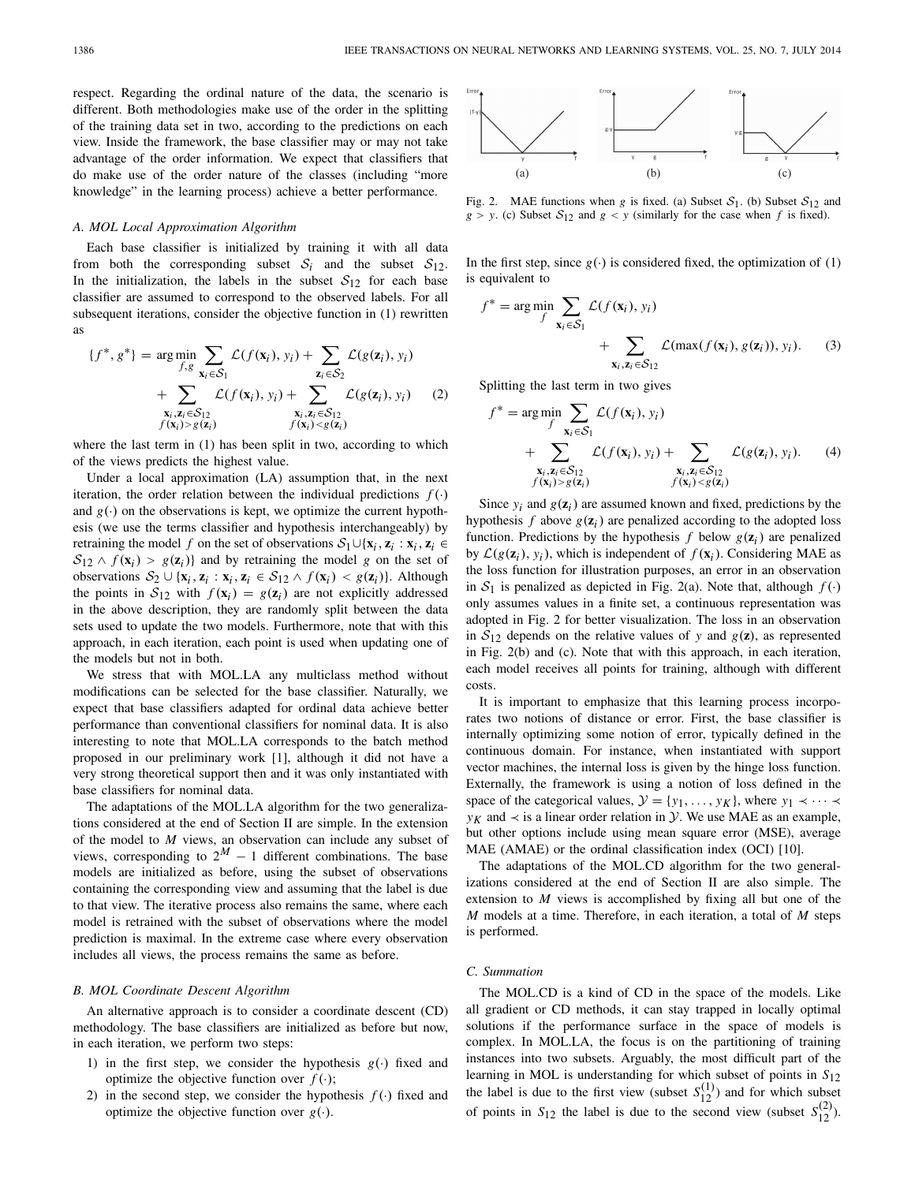respect. Regarding the ordinal nature of the data, the scenario is different. Both methodologies make use of the order in the splitting of the training data set in two, according to the predictions on each view. Inside the framework, the base classifier may or may not take advantage of the order information. We expect that classifiers that do make use of the order nature of the classes (including "more knowledge" in the learning process) achieve a better performance.

### A. MOL Local Approximation Algorithm

Each base classifier is initialized by training it with all data from both the corresponding subset $\mathcal{S}_i$ and the subset $\mathcal{S}_{12}$. In the initialization, the labels in the subset $\mathcal{S}_{12}$ for each base classifier are assumed to correspond to the observed labels. For all subsequent iterations, consider the objective function in (1) rewritten as

$$\{f^*, g^*\} = \arg\min_{f,g} \sum_{\mathbf{x}_i \in \mathcal{S}_1} \mathcal{L}(f(\mathbf{x}_i), y_i) + \sum_{\mathbf{z}_i \in \mathcal{S}_2} \mathcal{L}(g(\mathbf{z}_i), y_i) + \sum_{\substack{\mathbf{x}_i, \mathbf{z}_i \in \mathcal{S}_{12} \\ f(\mathbf{x}_i) > g(\mathbf{z}_i)}} \mathcal{L}(f(\mathbf{x}_i), y_i) + \sum_{\substack{\mathbf{x}_i, \mathbf{z}_i \in \mathcal{S}_{12} \\ f(\mathbf{x}_i) < g(\mathbf{z}_i)}} \mathcal{L}(g(\mathbf{z}_i), y_i) \quad (2)$$

where the last term in (1) has been split in two, according to which of the views predicts the highest value.

Under a local approximation (LA) assumption that, in the next iteration, the order relation between the individual predictions $f(\cdot)$ and $g(\cdot)$ on the observations is kept, we optimize the current hypothesis (we use the terms classifier and hypothesis interchangeably) by retraining the model $f$ on the set of observations $\mathcal{S}_1 \cup \{\mathbf{x}_i, \mathbf{z}_i : \mathbf{x}_i, \mathbf{z}_i \in \mathcal{S}_{12} \wedge f(\mathbf{x}_i) > g(\mathbf{z}_i)\}$ and by retraining the model $g$ on the set of observations $\mathcal{S}_2 \cup \{\mathbf{x}_i, \mathbf{z}_i : \mathbf{x}_i, \mathbf{z}_i \in \mathcal{S}_{12} \wedge f(\mathbf{x}_i) < g(\mathbf{z}_i)\}$. Although the points in $\mathcal{S}_{12}$ with $f(\mathbf{x}_i) = g(\mathbf{z}_i)$ are not explicitly addressed in the above description, they are randomly split between the data sets used to update the two models. Furthermore, note that with this approach, in each iteration, each point is used when updating one of the models but not in both.

We stress that with MOL.LA any multiclass method without modifications can be selected for the base classifier. Naturally, we expect that base classifiers adapted for ordinal data achieve better performance than conventional classifiers for nominal data. It is also interesting to note that MOL.LA corresponds to the batch method proposed in our preliminary work [1], although it did not have a very strong theoretical support then and it was only instantiated with base classifiers for nominal data.

The adaptations of the MOL.LA algorithm for the two generalizations considered at the end of Section II are simple. In the extension of the model to $M$ views, an observation can include any subset of views, corresponding to $2^M - 1$ different combinations. The base models are initialized as before, using the subset of observations containing the corresponding view and assuming that the label is due to that view. The iterative process also remains the same, where each model is retrained with the subset of observations where the model prediction is maximal. In the extreme case where every observation includes all views, the process remains the same as before.

### B. MOL Coordinate Descent Algorithm

An alternative approach is to consider a coordinate descent (CD) methodology. The base classifiers are initialized as before but now, in each iteration, we perform two steps:

1) in the first step, we consider the hypothesis $g(\cdot)$ fixed and optimize the objective function over $f(\cdot)$;
2) in the second step, we consider the hypothesis $f(\cdot)$ fixed and optimize the objective function over $g(\cdot)$.

Fig. 2. MAE functions when $g$ is fixed. (a) Subset $\mathcal{S}_1$. (b) Subset $\mathcal{S}_{12}$ and $g > y$. (c) Subset $\mathcal{S}_{12}$ and $g < y$ (similarly for the case when $f$ is fixed).

In the first step, since $g(\cdot)$ is considered fixed, the optimization of (1) is equivalent to

$$f^* = \arg\min_{f} \sum_{\mathbf{x}_i \in \mathcal{S}_1} \mathcal{L}(f(\mathbf{x}_i), y_i) + \sum_{\mathbf{x}_i, \mathbf{z}_i \in \mathcal{S}_{12}} \mathcal{L}(\max(f(\mathbf{x}_i), g(\mathbf{z}_i)), y_i). \quad (3)$$

Splitting the last term in two gives

$$f^* = \arg\min_{f} \sum_{\mathbf{x}_i \in \mathcal{S}_1} \mathcal{L}(f(\mathbf{x}_i), y_i) + \sum_{\substack{\mathbf{x}_i, \mathbf{z}_i \in \mathcal{S}_{12} \\ f(\mathbf{x}_i) > g(\mathbf{z}_i)}} \mathcal{L}(f(\mathbf{x}_i), y_i) + \sum_{\substack{\mathbf{x}_i, \mathbf{z}_i \in \mathcal{S}_{12} \\ f(\mathbf{x}_i) < g(\mathbf{z}_i)}} \mathcal{L}(g(\mathbf{z}_i), y_i). \quad (4)$$

Since $y_i$ and $g(\mathbf{z}_i)$ are assumed known and fixed, predictions by the hypothesis $f$ above $g(\mathbf{z}_i)$ are penalized according to the adopted loss function. Predictions by the hypothesis $f$ below $g(\mathbf{z}_i)$ are penalized by $\mathcal{L}(g(\mathbf{z}_i), y_i)$, which is independent of $f(\mathbf{x}_i)$. Considering MAE as the loss function for illustration purposes, an error in an observation in $\mathcal{S}_1$ is penalized as depicted in Fig. 2(a). Note that, although $f(\cdot)$ only assumes values in a finite set, a continuous representation was adopted in Fig. 2 for better visualization. The loss in an observation in $\mathcal{S}_{12}$ depends on the relative values of $y$ and $g(\mathbf{z})$, as represented in Fig. 2(b) and (c). Note that with this approach, in each iteration, each model receives all points for training, although with different costs.

It is important to emphasize that this learning process incorporates two notions of distance or error. First, the base classifier is internally optimizing some notion of error, typically defined in the continuous domain. For instance, when instantiated with support vector machines, the internal loss is given by the hinge loss function. Externally, the framework is using a notion of loss defined in the space of the categorical values, $\mathcal{Y} = \{y_1, \ldots, y_K\}$, where $y_1 \prec \cdots \prec y_K$ and $\prec$ is a linear order relation in $\mathcal{Y}$. We use MAE as an example, but other options include using mean square error (MSE), average MAE (AMAE) or the ordinal classification index (OCI) [10].

The adaptations of the MOL.CD algorithm for the two generalizations considered at the end of Section II are also simple. The extension to $M$ views is accomplished by fixing all but one of the $M$ models at a time. Therefore, in each iteration, a total of $M$ steps is performed.

### C. Summation

The MOL.CD is a kind of CD in the space of the models. Like all gradient or CD methods, it can stay trapped in locally optimal solutions if the performance surface in the space of models is complex. In MOL.LA, the focus is on the partitioning of training instances into two subsets. Arguably, the most difficult part of the learning in MOL is understanding for which subset of points in $S_{12}$ the label is due to the first view (subset $S_{12}^{(1)}$) and for which subset of points in $S_{12}$ the label is due to the second view (subset $S_{12}^{(2)}$).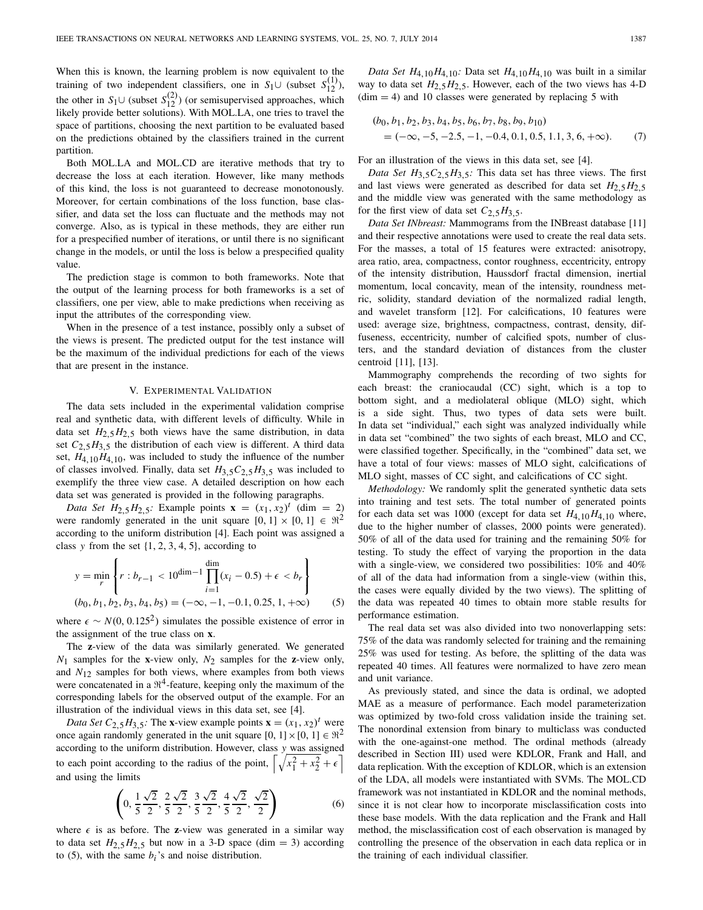When this is known, the learning problem is now equivalent to the training of two independent classifiers, one in $S_1 \cup$ (subset $S_{12}^{(1)}$), the other in $S_1 \cup$ (subset $S_{12}^{(2)}$) (or semisupervised approaches, which likely provide better solutions). With MOL.LA, one tries to travel the space of partitions, choosing the next partition to be evaluated based on the predictions obtained by the classifiers trained in the current partition.

Both MOL.LA and MOL.CD are iterative methods that try to decrease the loss at each iteration. However, like many methods of this kind, the loss is not guaranteed to decrease monotonously. Moreover, for certain combinations of the loss function, base classifier, and data set the loss can fluctuate and the methods may not converge. Also, as is typical in these methods, they are either run for a prespecified number of iterations, or until there is no significant change in the models, or until the loss is below a prespecified quality value.

The prediction stage is common to both frameworks. Note that the output of the learning process for both frameworks is a set of classifiers, one per view, able to make predictions when receiving as input the attributes of the corresponding view.

When in the presence of a test instance, possibly only a subset of the views is present. The predicted output for the test instance will be the maximum of the individual predictions for each of the views that are present in the instance.

## V. Experimental Validation

The data sets included in the experimental validation comprise real and synthetic data, with different levels of difficulty. While in data set $H_{2,5}H_{2,5}$ both views have the same distribution, in data set $C_{2,5}H_{3,5}$ the distribution of each view is different. A third data set, $H_{4,10}H_{4,10}$, was included to study the influence of the number of classes involved. Finally, data set $H_{3,5}C_{2,5}H_{3,5}$ was included to exemplify the three view case. A detailed description on how each data set was generated is provided in the following paragraphs.

*Data Set $H_{2,5}H_{2,5}$:* Example points $\mathbf{x} = (x_1, x_2)^t$ (dim $= 2$) were randomly generated in the unit square $[0, 1] \times [0, 1] \in \Re^2$ according to the uniform distribution [4]. Each point was assigned a class $y$ from the set $\{1, 2, 3, 4, 5\}$, according to

$$y = \min_r \left\{ r : b_{r-1} < 10^{\text{dim}-1} \prod_{i=1}^{\text{dim}} (x_i - 0.5) + \epsilon < b_r \right\}$$
$$(b_0, b_1, b_2, b_3, b_4, b_5) = (-\infty, -1, -0.1, 0.25, 1, +\infty) \tag{5}$$

where $\epsilon \sim N(0, 0.125^2)$ simulates the possible existence of error in the assignment of the true class on $\mathbf{x}$.

The $\mathbf{z}$-view of the data was similarly generated. We generated $N_1$ samples for the $\mathbf{x}$-view only, $N_2$ samples for the $\mathbf{z}$-view only, and $N_{12}$ samples for both views, where examples from both views were concatenated in a $\Re^4$-feature, keeping only the maximum of the corresponding labels for the observed output of the example. For an illustration of the individual views in this data set, see [4].

*Data Set $C_{2,5}H_{3,5}$:* The $\mathbf{x}$-view example points $\mathbf{x} = (x_1, x_2)^t$ were once again randomly generated in the unit square $[0, 1] \times [0, 1] \in \Re^2$ according to the uniform distribution. However, class $y$ was assigned to each point according to the radius of the point, $\left\lceil \sqrt{x_1^2 + x_2^2} + \epsilon \right\rceil$ and using the limits

$$\left(0, \frac{1}{5}\frac{\sqrt{2}}{2}, \frac{2}{5}\frac{\sqrt{2}}{2}, \frac{3}{5}\frac{\sqrt{2}}{2}, \frac{4}{5}\frac{\sqrt{2}}{2}, \frac{\sqrt{2}}{2}\right) \tag{6}$$

where $\epsilon$ is as before. The $\mathbf{z}$-view was generated in a similar way to data set $H_{2,5}H_{2,5}$ but now in a 3-D space (dim $= 3$) according to (5), with the same $b_i$'s and noise distribution.

*Data Set $H_{4,10}H_{4,10}$:* Data set $H_{4,10}H_{4,10}$ was built in a similar way to data set $H_{2,5}H_{2,5}$. However, each of the two views has 4-D (dim $= 4$) and 10 classes were generated by replacing 5 with

$$(b_0, b_1, b_2, b_3, b_4, b_5, b_6, b_7, b_8, b_9, b_{10})$$
$$= (-\infty, -5, -2.5, -1, -0.4, 0.1, 0.5, 1.1, 3, 6, +\infty). \tag{7}$$

For an illustration of the views in this data set, see [4].

*Data Set $H_{3,5}C_{2,5}H_{3,5}$:* This data set has three views. The first and last views were generated as described for data set $H_{2,5}H_{2,5}$ and the middle view was generated with the same methodology as for the first view of data set $C_{2,5}H_{3,5}$.

*Data Set INbreast:* Mammograms from the INBreast database [11] and their respective annotations were used to create the real data sets. For the masses, a total of 15 features were extracted: anisotropy, area ratio, area, compactness, contor roughness, eccentricity, entropy of the intensity distribution, Haussdorf fractal dimension, inertial momentum, local concavity, mean of the intensity, roundness metric, solidity, standard deviation of the normalized radial length, and wavelet transform [12]. For calcifications, 10 features were used: average size, brightness, compactness, contrast, density, diffuseness, eccentricity, number of calcified spots, number of clusters, and the standard deviation of distances from the cluster centroid [11], [13].

Mammography comprehends the recording of two sights for each breast: the craniocaudal (CC) sight, which is a top to bottom sight, and a mediolateral oblique (MLO) sight, which is a side sight. Thus, two types of data sets were built. In data set "individual," each sight was analyzed individually while in data set "combined" the two sights of each breast, MLO and CC, were classified together. Specifically, in the "combined" data set, we have a total of four views: masses of MLO sight, calcifications of MLO sight, masses of CC sight, and calcifications of CC sight.

*Methodology:* We randomly split the generated synthetic data sets into training and test sets. The total number of generated points for each data set was 1000 (except for data set $H_{4,10}H_{4,10}$ where, due to the higher number of classes, 2000 points were generated). 50% of all of the data used for training and the remaining 50% for testing. To study the effect of varying the proportion in the data with a single-view, we considered two possibilities: 10% and 40% of all of the data had information from a single-view (within this, the cases were equally divided by the two views). The splitting of the data was repeated 40 times to obtain more stable results for performance estimation.

The real data set was also divided into two nonoverlapping sets: 75% of the data was randomly selected for training and the remaining 25% was used for testing. As before, the splitting of the data was repeated 40 times. All features were normalized to have zero mean and unit variance.

As previously stated, and since the data is ordinal, we adopted MAE as a measure of performance. Each model parameterization was optimized by two-fold cross validation inside the training set. The nonordinal extension from binary to multiclass was conducted with the one-against-one method. The ordinal methods (already described in Section III) used were KDLOR, Frank and Hall, and data replication. With the exception of KDLOR, which is an extension of the LDA, all models were instantiated with SVMs. The MOL.CD framework was not instantiated in KDLOR and the nominal methods, since it is not clear how to incorporate misclassification costs into these base models. With the data replication and the Frank and Hall method, the misclassification cost of each observation is managed by controlling the presence of the observation in each data replica or in the training of each individual classifier.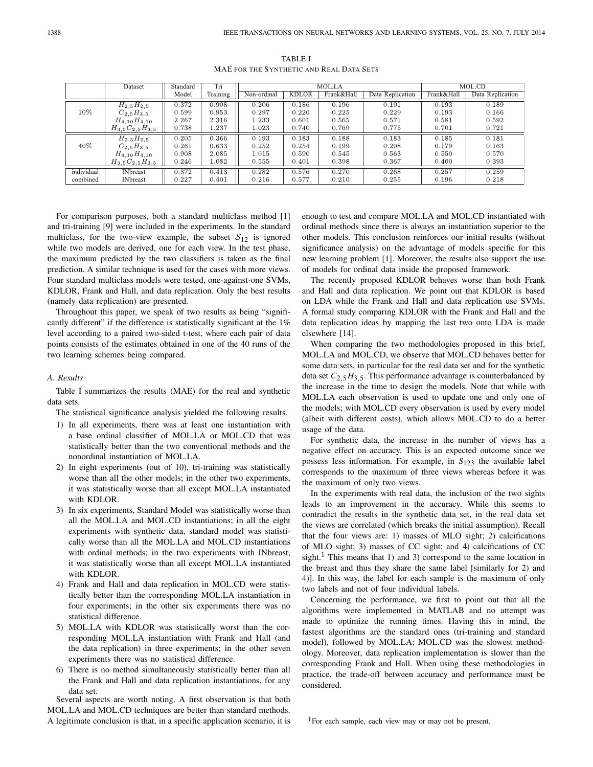TABLE I
MAE FOR THE SYNTHETIC AND REAL DATA SETS

| | Dataset | Standard Model | Tri Training | MOL.LA | | | | MOL.CD | |
|---|---|---|---|---|---|---|---|---|---|
| | | | | Non-ordinal | KDLOR | Frank&Hall | Data Replication | Frank&Hall | Data Replication |
| 10% | $H_{2,5}H_{2,5}$ | 0.372 | 0.908 | 0.206 | 0.186 | 0.196 | 0.191 | 0.193 | 0.189 |
| | $C_{2,5}H_{3,5}$ | 0.599 | 0.953 | 0.297 | 0.220 | 0.225 | 0.229 | 0.193 | 0.166 |
| | $H_{4,10}H_{4,10}$ | 2.267 | 2.316 | 1.233 | 0.601 | 0.565 | 0.571 | 0.581 | 0.592 |
| | $H_{3,5}C_{2,5}H_{3,5}$ | 0.738 | 1.237 | 1.023 | 0.740 | 0.769 | 0.775 | 0.701 | 0.721 |
| 40% | $H_{2,5}H_{2,5}$ | 0.205 | 0.366 | 0.193 | 0.183 | 0.188 | 0.183 | 0.185 | 0.181 |
| | $C_{2,5}H_{3,5}$ | 0.261 | 0.633 | 0.252 | 0.254 | 0.199 | 0.208 | 0.179 | 0.163 |
| | $H_{4,10}H_{4,10}$ | 0.908 | 2.085 | 1.015 | 0.590 | 0.545 | 0.563 | 0.550 | 0.570 |
| | $H_{3,5}C_{2,5}H_{3,5}$ | 0.246 | 1.082 | 0.555 | 0.401 | 0.398 | 0.367 | 0.400 | 0.393 |
| individual | INbreast | 0.372 | 0.413 | 0.282 | 0.576 | 0.270 | 0.268 | 0.257 | 0.259 |
| combined | INbreast | 0.227 | 0.401 | 0.216 | 0.577 | 0.210 | 0.255 | 0.196 | 0.218 |

For comparison purposes, both a standard multiclass method [1] and tri-training [9] were included in the experiments. In the standard multiclass, for the two-view example, the subset $\mathcal{S}_{12}$ is ignored while two models are derived, one for each view. In the test phase, the maximum predicted by the two classifiers is taken as the final prediction. A similar technique is used for the cases with more views. Four standard multiclass models were tested, one-against-one SVMs, KDLOR, Frank and Hall, and data replication. Only the best results (namely data replication) are presented.

Throughout this paper, we speak of two results as being "significantly different" if the difference is statistically significant at the 1% level according to a paired two-sided t-test, where each pair of data points consists of the estimates obtained in one of the 40 runs of the two learning schemes being compared.

### A. Results

Table I summarizes the results (MAE) for the real and synthetic data sets.

The statistical significance analysis yielded the following results.

1) In all experiments, there was at least one instantiation with a base ordinal classifier of MOL.LA or MOL.CD that was statistically better than the two conventional methods and the nonordinal instantiation of MOL.LA.
2) In eight experiments (out of 10), tri-training was statistically worse than all the other models; in the other two experiments, it was statistically worse than all except MOL.LA instantiated with KDLOR.
3) In six experiments, Standard Model was statistically worse than all the MOL.LA and MOL.CD instantiations; in all the eight experiments with synthetic data, standard model was statistically worse than all the MOL.LA and MOL.CD instantiations with ordinal methods; in the two experiments with INbreast, it was statistically worse than all except MOL.LA instantiated with KDLOR.
4) Frank and Hall and data replication in MOL.CD were statistically better than the corresponding MOL.LA instantiation in four experiments; in the other six experiments there was no statistical difference.
5) MOL.LA with KDLOR was statistically worst than the corresponding MOL.LA instantiation with Frank and Hall (and the data replication) in three experiments; in the other seven experiments there was no statistical difference.
6) There is no method simultaneously statistically better than all the Frank and Hall and data replication instantiations, for any data set.

Several aspects are worth noting. A first observation is that both MOL.LA and MOL.CD techniques are better than standard methods. A legitimate conclusion is that, in a specific application scenario, it is enough to test and compare MOL.LA and MOL.CD instantiated with ordinal methods since there is always an instantiation superior to the other models. This conclusion reinforces our initial results (without significance analysis) on the advantage of models specific for this new learning problem [1]. Moreover, the results also support the use of models for ordinal data inside the proposed framework.

The recently proposed KDLOR behaves worse than both Frank and Hall and data replication. We point out that KDLOR is based on LDA while the Frank and Hall and data replication use SVMs. A formal study comparing KDLOR with the Frank and Hall and the data replication ideas by mapping the last two onto LDA is made elsewhere [14].

When comparing the two methodologies proposed in this brief, MOL.LA and MOL.CD, we observe that MOL.CD behaves better for some data sets, in particular for the real data set and for the synthetic data set $C_{2,5}H_{3,5}$. This performance advantage is counterbalanced by the increase in the time to design the models. Note that while with MOL.LA each observation is used to update one and only one of the models; with MOL.CD every observation is used by every model (albeit with different costs), which allows MOL.CD to do a better usage of the data.

For synthetic data, the increase in the number of views has a negative effect on accuracy. This is an expected outcome since we possess less information. For example, in $S_{123}$ the available label corresponds to the maximum of three views whereas before it was the maximum of only two views.

In the experiments with real data, the inclusion of the two sights leads to an improvement in the accuracy. While this seems to contradict the results in the synthetic data set, in the real data set the views are correlated (which breaks the initial assumption). Recall that the four views are: 1) masses of MLO sight; 2) calcifications of MLO sight; 3) masses of CC sight; and 4) calcifications of CC sight.[1] This means that 1) and 3) correspond to the same location in the breast and thus they share the same label [similarly for 2) and 4)]. In this way, the label for each sample is the maximum of only two labels and not of four individual labels.

Concerning the performance, we first to point out that all the algorithms were implemented in MATLAB and no attempt was made to optimize the running times. Having this in mind, the fastest algorithms are the standard ones (tri-training and standard model), followed by MOL.LA; MOL.CD was the slowest methodology. Moreover, data replication implementation is slower than the corresponding Frank and Hall. When using these methodologies in practice, the trade-off between accuracy and performance must be considered.

[1] For each sample, each view may or may not be present.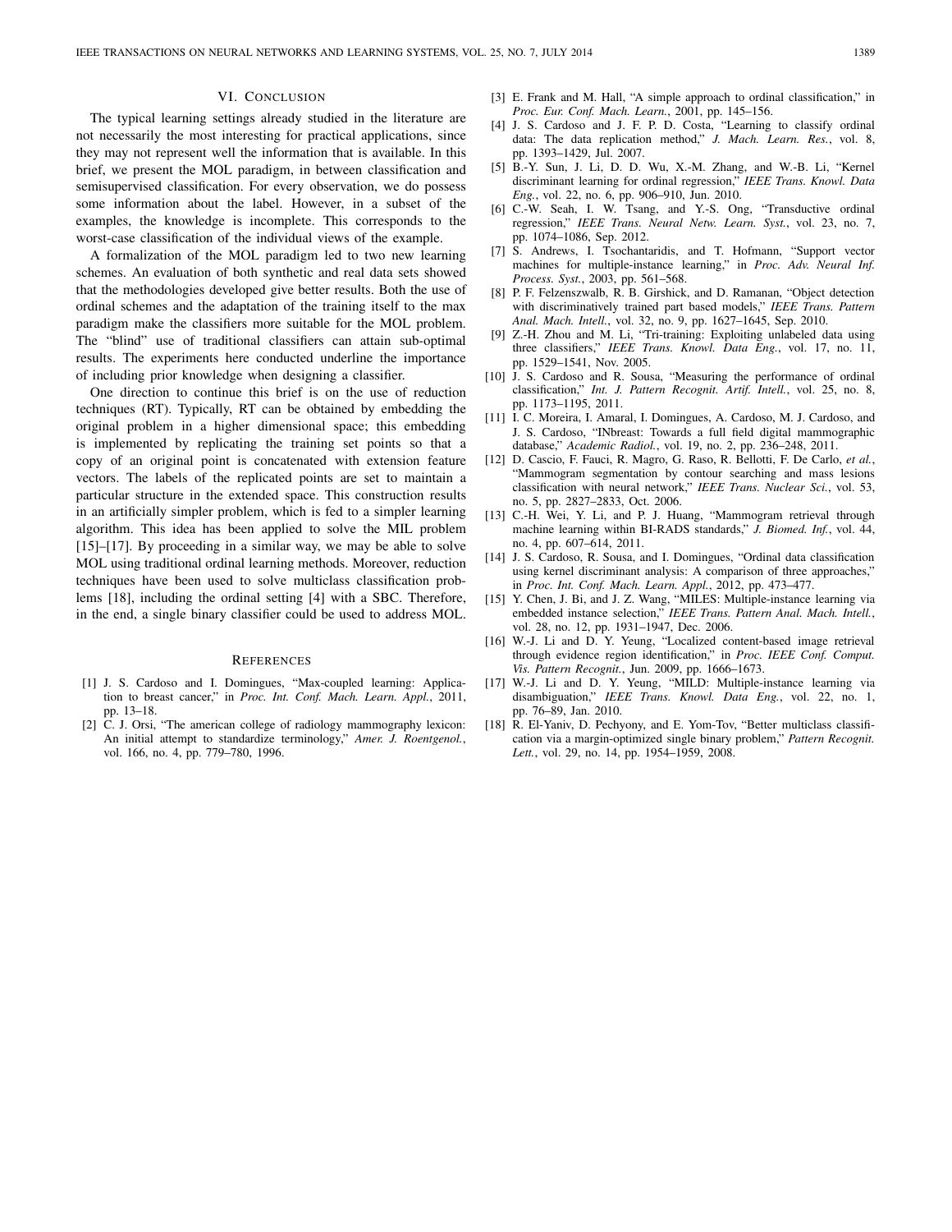## VI. CONCLUSION

The typical learning settings already studied in the literature are not necessarily the most interesting for practical applications, since they may not represent well the information that is available. In this brief, we present the MOL paradigm, in between classification and semisupervised classification. For every observation, we do possess some information about the label. However, in a subset of the examples, the knowledge is incomplete. This corresponds to the worst-case classification of the individual views of the example.

A formalization of the MOL paradigm led to two new learning schemes. An evaluation of both synthetic and real data sets showed that the methodologies developed give better results. Both the use of ordinal schemes and the adaptation of the training itself to the max paradigm make the classifiers more suitable for the MOL problem. The "blind" use of traditional classifiers can attain sub-optimal results. The experiments here conducted underline the importance of including prior knowledge when designing a classifier.

One direction to continue this brief is on the use of reduction techniques (RT). Typically, RT can be obtained by embedding the original problem in a higher dimensional space; this embedding is implemented by replicating the training set points so that a copy of an original point is concatenated with extension feature vectors. The labels of the replicated points are set to maintain a particular structure in the extended space. This construction results in an artificially simpler problem, which is fed to a simpler learning algorithm. This idea has been applied to solve the MIL problem [15]–[17]. By proceeding in a similar way, we may be able to solve MOL using traditional ordinal learning methods. Moreover, reduction techniques have been used to solve multiclass classification problems [18], including the ordinal setting [4] with a SBC. Therefore, in the end, a single binary classifier could be used to address MOL.

## REFERENCES

[1] J. S. Cardoso and I. Domingues, "Max-coupled learning: Application to breast cancer," in *Proc. Int. Conf. Mach. Learn. Appl.*, 2011, pp. 13–18.

[2] C. J. Orsi, "The american college of radiology mammography lexicon: An initial attempt to standardize terminology," *Amer. J. Roentgenol.*, vol. 166, no. 4, pp. 779–780, 1996.

[3] E. Frank and M. Hall, "A simple approach to ordinal classification," in *Proc. Eur. Conf. Mach. Learn.*, 2001, pp. 145–156.

[4] J. S. Cardoso and J. F. P. D. Costa, "Learning to classify ordinal data: The data replication method," *J. Mach. Learn. Res.*, vol. 8, pp. 1393–1429, Jul. 2007.

[5] B.-Y. Sun, J. Li, D. D. Wu, X.-M. Zhang, and W.-B. Li, "Kernel discriminant learning for ordinal regression," *IEEE Trans. Knowl. Data Eng.*, vol. 22, no. 6, pp. 906–910, Jun. 2010.

[6] C.-W. Seah, I. W. Tsang, and Y.-S. Ong, "Transductive ordinal regression," *IEEE Trans. Neural Netw. Learn. Syst.*, vol. 23, no. 7, pp. 1074–1086, Sep. 2012.

[7] S. Andrews, I. Tsochantaridis, and T. Hofmann, "Support vector machines for multiple-instance learning," in *Proc. Adv. Neural Inf. Process. Syst.*, 2003, pp. 561–568.

[8] P. F. Felzenszwalb, R. B. Girshick, and D. Ramanan, "Object detection with discriminatively trained part based models," *IEEE Trans. Pattern Anal. Mach. Intell.*, vol. 32, no. 9, pp. 1627–1645, Sep. 2010.

[9] Z.-H. Zhou and M. Li, "Tri-training: Exploiting unlabeled data using three classifiers," *IEEE Trans. Knowl. Data Eng.*, vol. 17, no. 11, pp. 1529–1541, Nov. 2005.

[10] J. S. Cardoso and R. Sousa, "Measuring the performance of ordinal classification," *Int. J. Pattern Recognit. Artif. Intell.*, vol. 25, no. 8, pp. 1173–1195, 2011.

[11] I. C. Moreira, I. Amaral, I. Domingues, A. Cardoso, M. J. Cardoso, and J. S. Cardoso, "INbreast: Towards a full field digital mammographic database," *Academic Radiol.*, vol. 19, no. 2, pp. 236–248, 2011.

[12] D. Cascio, F. Fauci, R. Magro, G. Raso, R. Bellotti, F. De Carlo, *et al.*, "Mammogram segmentation by contour searching and mass lesions classification with neural network," *IEEE Trans. Nuclear Sci.*, vol. 53, no. 5, pp. 2827–2833, Oct. 2006.

[13] C.-H. Wei, Y. Li, and P. J. Huang, "Mammogram retrieval through machine learning within BI-RADS standards," *J. Biomed. Inf.*, vol. 44, no. 4, pp. 607–614, 2011.

[14] J. S. Cardoso, R. Sousa, and I. Domingues, "Ordinal data classification using kernel discriminant analysis: A comparison of three approaches," in *Proc. Int. Conf. Mach. Learn. Appl.*, 2012, pp. 473–477.

[15] Y. Chen, J. Bi, and J. Z. Wang, "MILES: Multiple-instance learning via embedded instance selection," *IEEE Trans. Pattern Anal. Mach. Intell.*, vol. 28, no. 12, pp. 1931–1947, Dec. 2006.

[16] W.-J. Li and D. Y. Yeung, "Localized content-based image retrieval through evidence region identification," in *Proc. IEEE Conf. Comput. Vis. Pattern Recognit.*, Jun. 2009, pp. 1666–1673.

[17] W.-J. Li and D. Y. Yeung, "MILD: Multiple-instance learning via disambiguation," *IEEE Trans. Knowl. Data Eng.*, vol. 22, no. 1, pp. 76–89, Jan. 2010.

[18] R. El-Yaniv, D. Pechyony, and E. Yom-Tov, "Better multiclass classification via a margin-optimized single binary problem," *Pattern Recognit. Lett.*, vol. 29, no. 14, pp. 1954–1959, 2008.